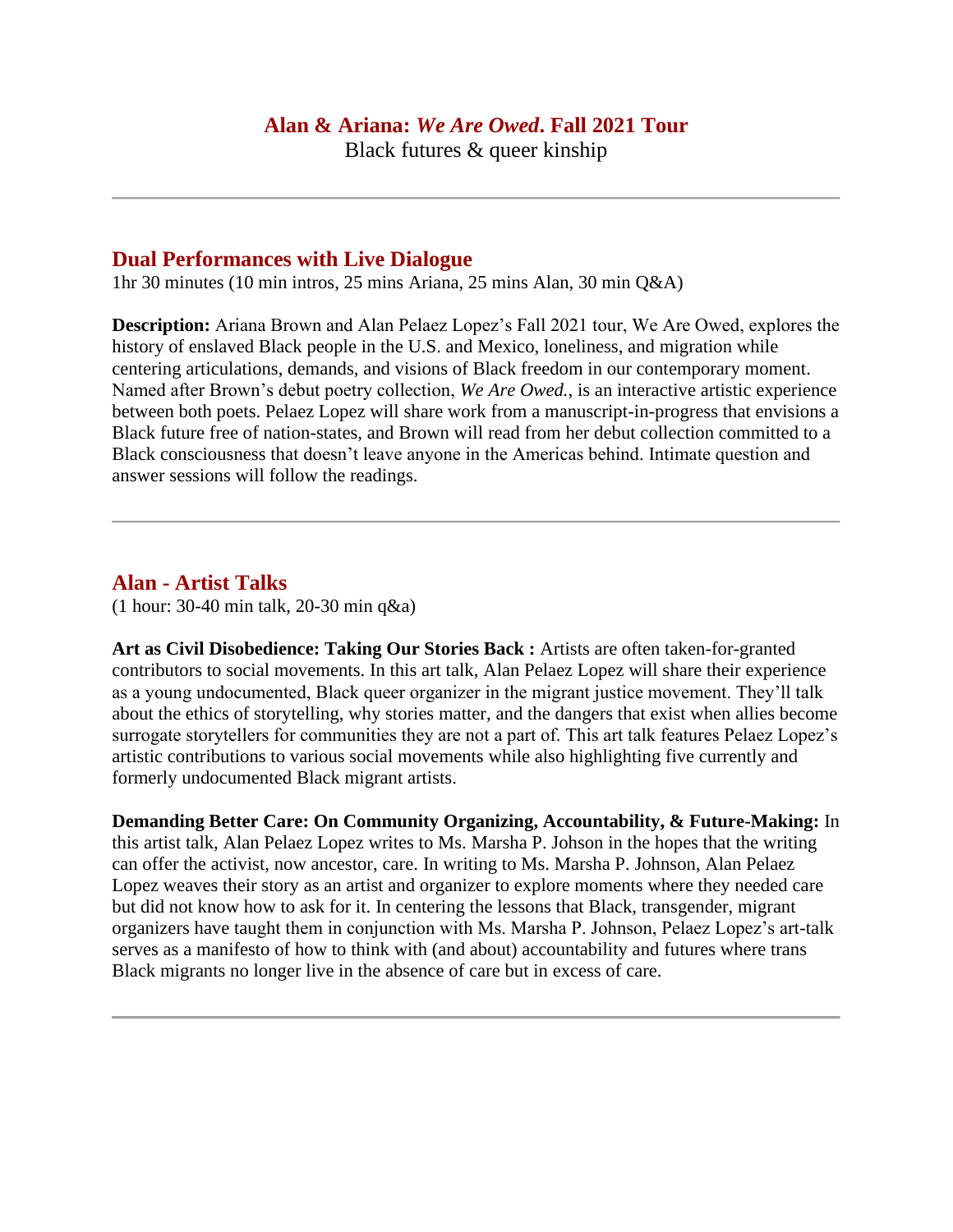# **Alan & Ariana:** ***We Are Owed*****. Fall 2021 Tour**

Black futures & queer kinship

---

## Dual Performances with Live Dialogue

1hr 30 minutes (10 min intros, 25 mins Ariana, 25 mins Alan, 30 min Q&A)

**Description:** Ariana Brown and Alan Pelaez Lopez's Fall 2021 tour, We Are Owed, explores the history of enslaved Black people in the U.S. and Mexico, loneliness, and migration while centering articulations, demands, and visions of Black freedom in our contemporary moment. Named after Brown's debut poetry collection, *We Are Owed.*, is an interactive artistic experience between both poets. Pelaez Lopez will share work from a manuscript-in-progress that envisions a Black future free of nation-states, and Brown will read from her debut collection committed to a Black consciousness that doesn't leave anyone in the Americas behind. Intimate question and answer sessions will follow the readings.

---

## Alan - Artist Talks

(1 hour: 30-40 min talk, 20-30 min q&a)

**Art as Civil Disobedience: Taking Our Stories Back :** Artists are often taken-for-granted contributors to social movements. In this art talk, Alan Pelaez Lopez will share their experience as a young undocumented, Black queer organizer in the migrant justice movement. They'll talk about the ethics of storytelling, why stories matter, and the dangers that exist when allies become surrogate storytellers for communities they are not a part of. This art talk features Pelaez Lopez's artistic contributions to various social movements while also highlighting five currently and formerly undocumented Black migrant artists.

**Demanding Better Care: On Community Organizing, Accountability, & Future-Making:** In this artist talk, Alan Pelaez Lopez writes to Ms. Marsha P. Johson in the hopes that the writing can offer the activist, now ancestor, care. In writing to Ms. Marsha P. Johnson, Alan Pelaez Lopez weaves their story as an artist and organizer to explore moments where they needed care but did not know how to ask for it. In centering the lessons that Black, transgender, migrant organizers have taught them in conjunction with Ms. Marsha P. Johnson, Pelaez Lopez's art-talk serves as a manifesto of how to think with (and about) accountability and futures where trans Black migrants no longer live in the absence of care but in excess of care.

---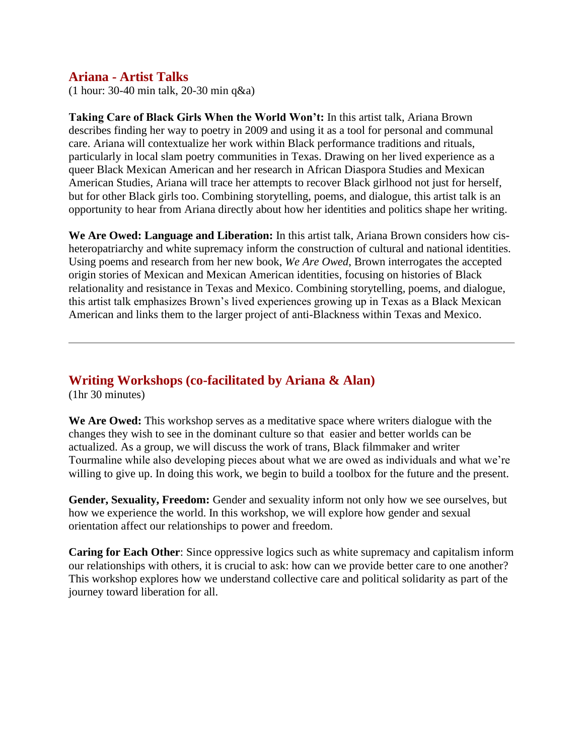## Ariana - Artist Talks

(1 hour: 30-40 min talk, 20-30 min q&a)

**Taking Care of Black Girls When the World Won't:** In this artist talk, Ariana Brown describes finding her way to poetry in 2009 and using it as a tool for personal and communal care. Ariana will contextualize her work within Black performance traditions and rituals, particularly in local slam poetry communities in Texas. Drawing on her lived experience as a queer Black Mexican American and her research in African Diaspora Studies and Mexican American Studies, Ariana will trace her attempts to recover Black girlhood not just for herself, but for other Black girls too. Combining storytelling, poems, and dialogue, this artist talk is an opportunity to hear from Ariana directly about how her identities and politics shape her writing.

**We Are Owed: Language and Liberation:** In this artist talk, Ariana Brown considers how cis-heteropatriarchy and white supremacy inform the construction of cultural and national identities. Using poems and research from her new book, *We Are Owed*, Brown interrogates the accepted origin stories of Mexican and Mexican American identities, focusing on histories of Black relationality and resistance in Texas and Mexico. Combining storytelling, poems, and dialogue, this artist talk emphasizes Brown's lived experiences growing up in Texas as a Black Mexican American and links them to the larger project of anti-Blackness within Texas and Mexico.

---

## Writing Workshops (co-facilitated by Ariana & Alan)

(1hr 30 minutes)

**We Are Owed:** This workshop serves as a meditative space where writers dialogue with the changes they wish to see in the dominant culture so that easier and better worlds can be actualized. As a group, we will discuss the work of trans, Black filmmaker and writer Tourmaline while also developing pieces about what we are owed as individuals and what we're willing to give up. In doing this work, we begin to build a toolbox for the future and the present.

**Gender, Sexuality, Freedom:** Gender and sexuality inform not only how we see ourselves, but how we experience the world. In this workshop, we will explore how gender and sexual orientation affect our relationships to power and freedom.

**Caring for Each Other**: Since oppressive logics such as white supremacy and capitalism inform our relationships with others, it is crucial to ask: how can we provide better care to one another? This workshop explores how we understand collective care and political solidarity as part of the journey toward liberation for all.